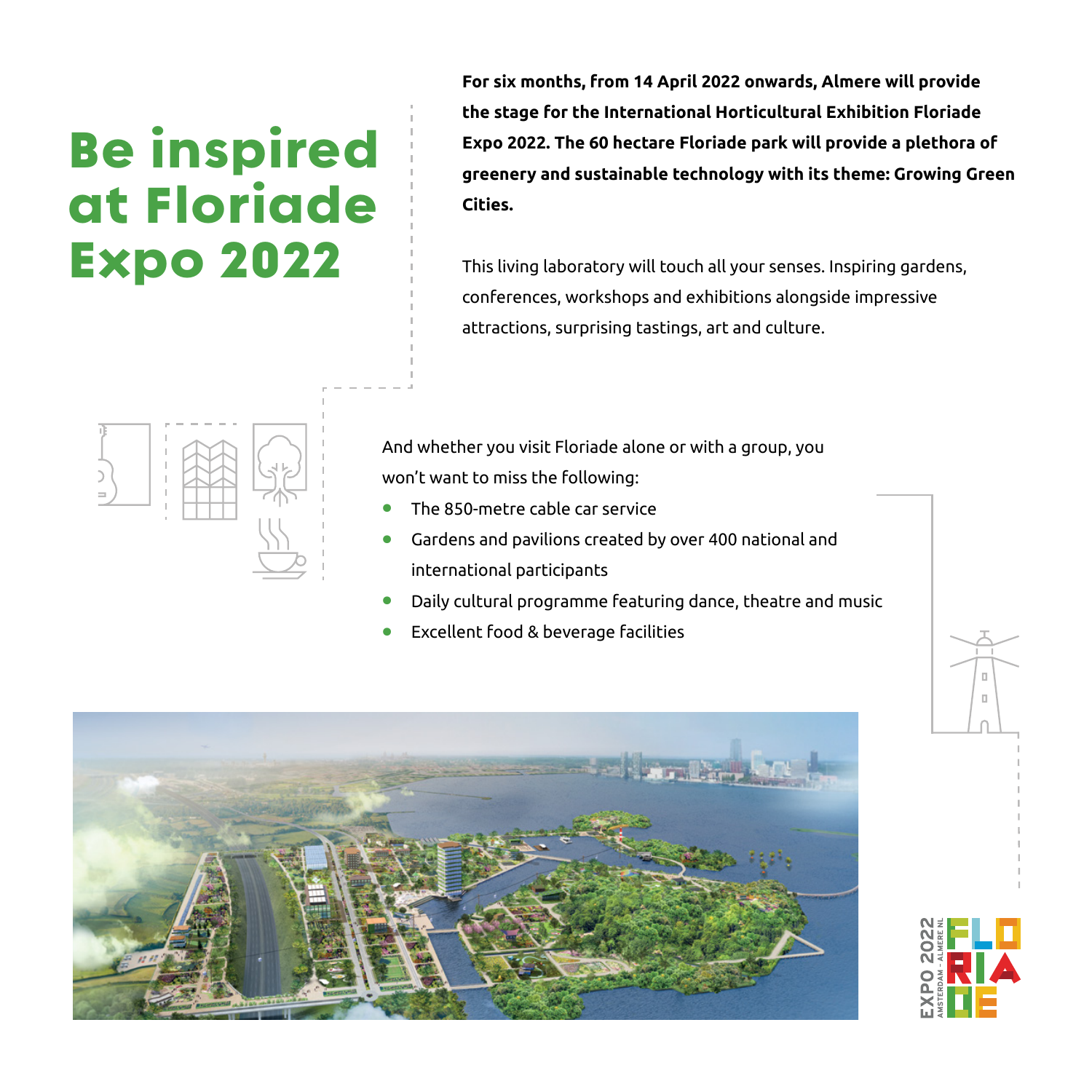# Be inspired at Floriade Expo 2022

**For six months, from 14 April 2022 onwards, Almere will provide the stage for the International Horticultural Exhibition Floriade Expo 2022. The 60 hectare Floriade park will provide a plethora of greenery and sustainable technology with its theme: Growing Green Cities.**

This living laboratory will touch all your senses. Inspiring gardens, conferences, workshops and exhibitions alongside impressive attractions, surprising tastings, art and culture.

And whether you visit Floriade alone or with a group, you won't want to miss the following:

- The 850-metre cable car service
- Gardens and pavilions created by over 400 national and international participants
- Daily cultural programme featuring dance, theatre and music
- Excellent food & beverage facilities

EXPO 2022
AMSTERDAM - ALMERE NL
FLORIADE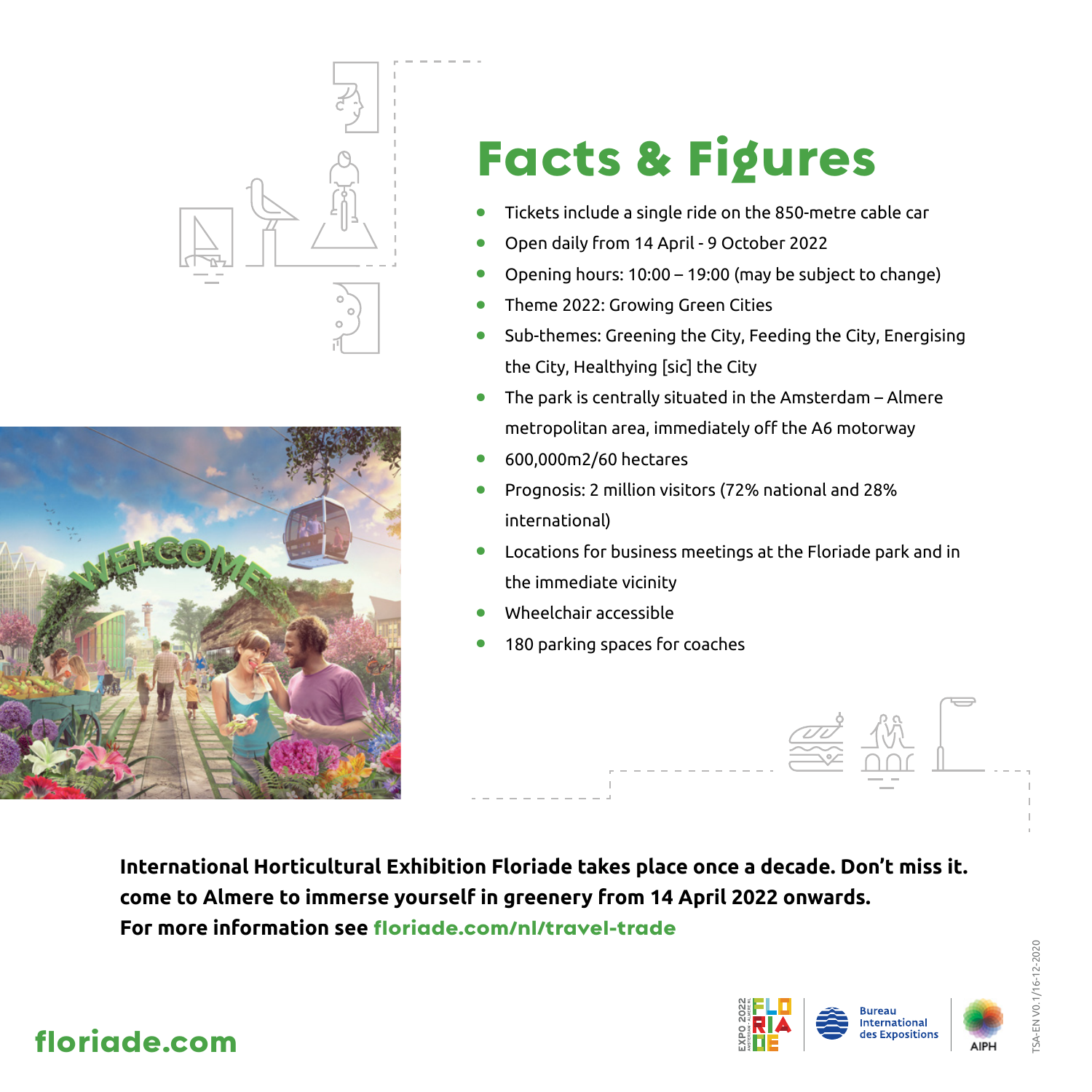# Facts & Figures

- Tickets include a single ride on the 850-metre cable car
- Open daily from 14 April - 9 October 2022
- Opening hours: 10:00 – 19:00 (may be subject to change)
- Theme 2022: Growing Green Cities
- Sub-themes: Greening the City, Feeding the City, Energising the City, Healthying [sic] the City
- The park is centrally situated in the Amsterdam – Almere metropolitan area, immediately off the A6 motorway
- 600,000m2/60 hectares
- Prognosis: 2 million visitors (72% national and 28% international)
- Locations for business meetings at the Floriade park and in the immediate vicinity
- Wheelchair accessible
- 180 parking spaces for coaches

**International Horticultural Exhibition Floriade takes place once a decade. Don't miss it. come to Almere to immerse yourself in greenery from 14 April 2022 onwards. For more information see floriade.com/nl/travel-trade**

floriade.com

Bureau International des Expositions

AIPH

TSA-EN V0.1/16-12-2020